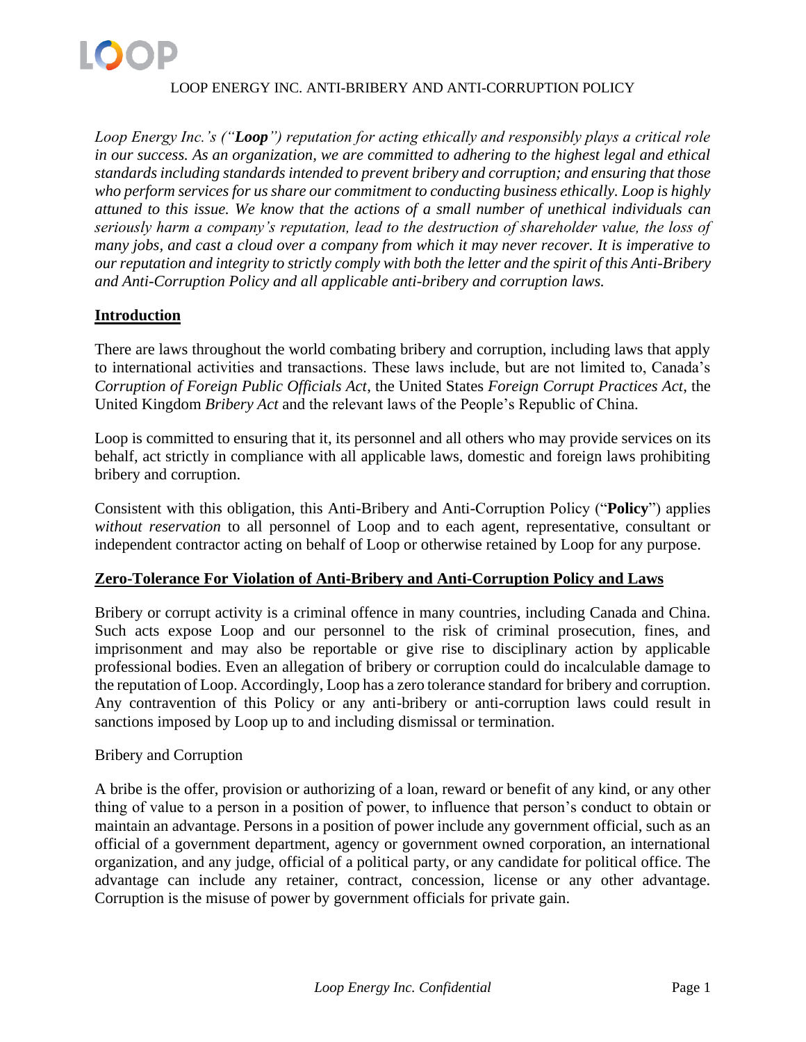# LOOP ENERGY INC. ANTI-BRIBERY AND ANTI-CORRUPTION POLICY

*Loop Energy Inc.'s ("**Loop**") reputation for acting ethically and responsibly plays a critical role in our success. As an organization, we are committed to adhering to the highest legal and ethical standards including standards intended to prevent bribery and corruption; and ensuring that those who perform services for us share our commitment to conducting business ethically. Loop is highly attuned to this issue. We know that the actions of a small number of unethical individuals can seriously harm a company's reputation, lead to the destruction of shareholder value, the loss of many jobs, and cast a cloud over a company from which it may never recover. It is imperative to our reputation and integrity to strictly comply with both the letter and the spirit of this Anti-Bribery and Anti-Corruption Policy and all applicable anti-bribery and corruption laws.*

## Introduction

There are laws throughout the world combating bribery and corruption, including laws that apply to international activities and transactions. These laws include, but are not limited to, Canada's *Corruption of Foreign Public Officials Act*, the United States *Foreign Corrupt Practices Act*, the United Kingdom *Bribery Act* and the relevant laws of the People's Republic of China.

Loop is committed to ensuring that it, its personnel and all others who may provide services on its behalf, act strictly in compliance with all applicable laws, domestic and foreign laws prohibiting bribery and corruption.

Consistent with this obligation, this Anti-Bribery and Anti-Corruption Policy ("**Policy**") applies *without reservation* to all personnel of Loop and to each agent, representative, consultant or independent contractor acting on behalf of Loop or otherwise retained by Loop for any purpose.

## Zero-Tolerance For Violation of Anti-Bribery and Anti-Corruption Policy and Laws

Bribery or corrupt activity is a criminal offence in many countries, including Canada and China. Such acts expose Loop and our personnel to the risk of criminal prosecution, fines, and imprisonment and may also be reportable or give rise to disciplinary action by applicable professional bodies. Even an allegation of bribery or corruption could do incalculable damage to the reputation of Loop. Accordingly, Loop has a zero tolerance standard for bribery and corruption. Any contravention of this Policy or any anti-bribery or anti-corruption laws could result in sanctions imposed by Loop up to and including dismissal or termination.

### Bribery and Corruption

A bribe is the offer, provision or authorizing of a loan, reward or benefit of any kind, or any other thing of value to a person in a position of power, to influence that person's conduct to obtain or maintain an advantage. Persons in a position of power include any government official, such as an official of a government department, agency or government owned corporation, an international organization, and any judge, official of a political party, or any candidate for political office. The advantage can include any retainer, contract, concession, license or any other advantage. Corruption is the misuse of power by government officials for private gain.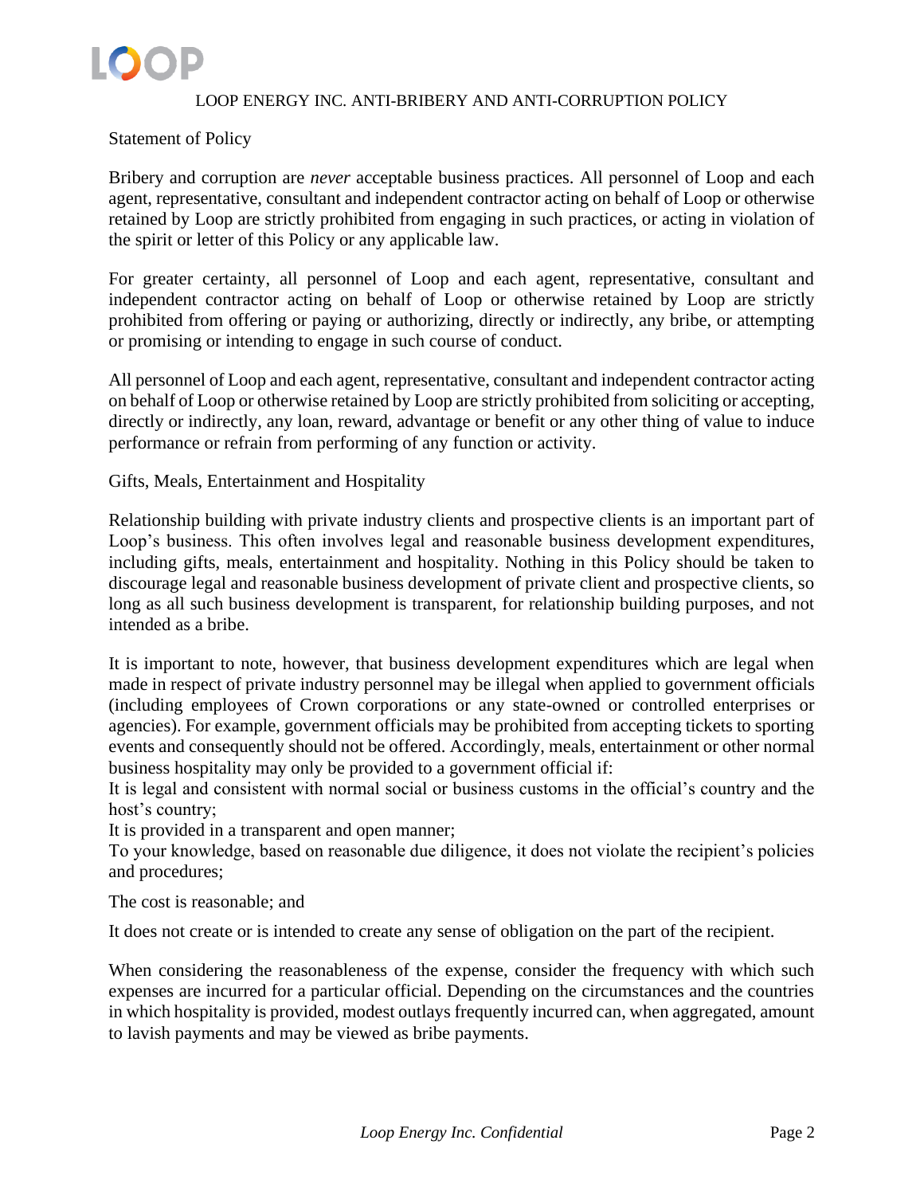# LOOP ENERGY INC. ANTI-BRIBERY AND ANTI-CORRUPTION POLICY

## Statement of Policy

Bribery and corruption are *never* acceptable business practices. All personnel of Loop and each agent, representative, consultant and independent contractor acting on behalf of Loop or otherwise retained by Loop are strictly prohibited from engaging in such practices, or acting in violation of the spirit or letter of this Policy or any applicable law.

For greater certainty, all personnel of Loop and each agent, representative, consultant and independent contractor acting on behalf of Loop or otherwise retained by Loop are strictly prohibited from offering or paying or authorizing, directly or indirectly, any bribe, or attempting or promising or intending to engage in such course of conduct.

All personnel of Loop and each agent, representative, consultant and independent contractor acting on behalf of Loop or otherwise retained by Loop are strictly prohibited from soliciting or accepting, directly or indirectly, any loan, reward, advantage or benefit or any other thing of value to induce performance or refrain from performing of any function or activity.

## Gifts, Meals, Entertainment and Hospitality

Relationship building with private industry clients and prospective clients is an important part of Loop's business. This often involves legal and reasonable business development expenditures, including gifts, meals, entertainment and hospitality. Nothing in this Policy should be taken to discourage legal and reasonable business development of private client and prospective clients, so long as all such business development is transparent, for relationship building purposes, and not intended as a bribe.

It is important to note, however, that business development expenditures which are legal when made in respect of private industry personnel may be illegal when applied to government officials (including employees of Crown corporations or any state-owned or controlled enterprises or agencies). For example, government officials may be prohibited from accepting tickets to sporting events and consequently should not be offered. Accordingly, meals, entertainment or other normal business hospitality may only be provided to a government official if:

- It is legal and consistent with normal social or business customs in the official's country and the host's country;
- It is provided in a transparent and open manner;
- To your knowledge, based on reasonable due diligence, it does not violate the recipient's policies and procedures;
- The cost is reasonable; and
- It does not create or is intended to create any sense of obligation on the part of the recipient.

When considering the reasonableness of the expense, consider the frequency with which such expenses are incurred for a particular official. Depending on the circumstances and the countries in which hospitality is provided, modest outlays frequently incurred can, when aggregated, amount to lavish payments and may be viewed as bribe payments.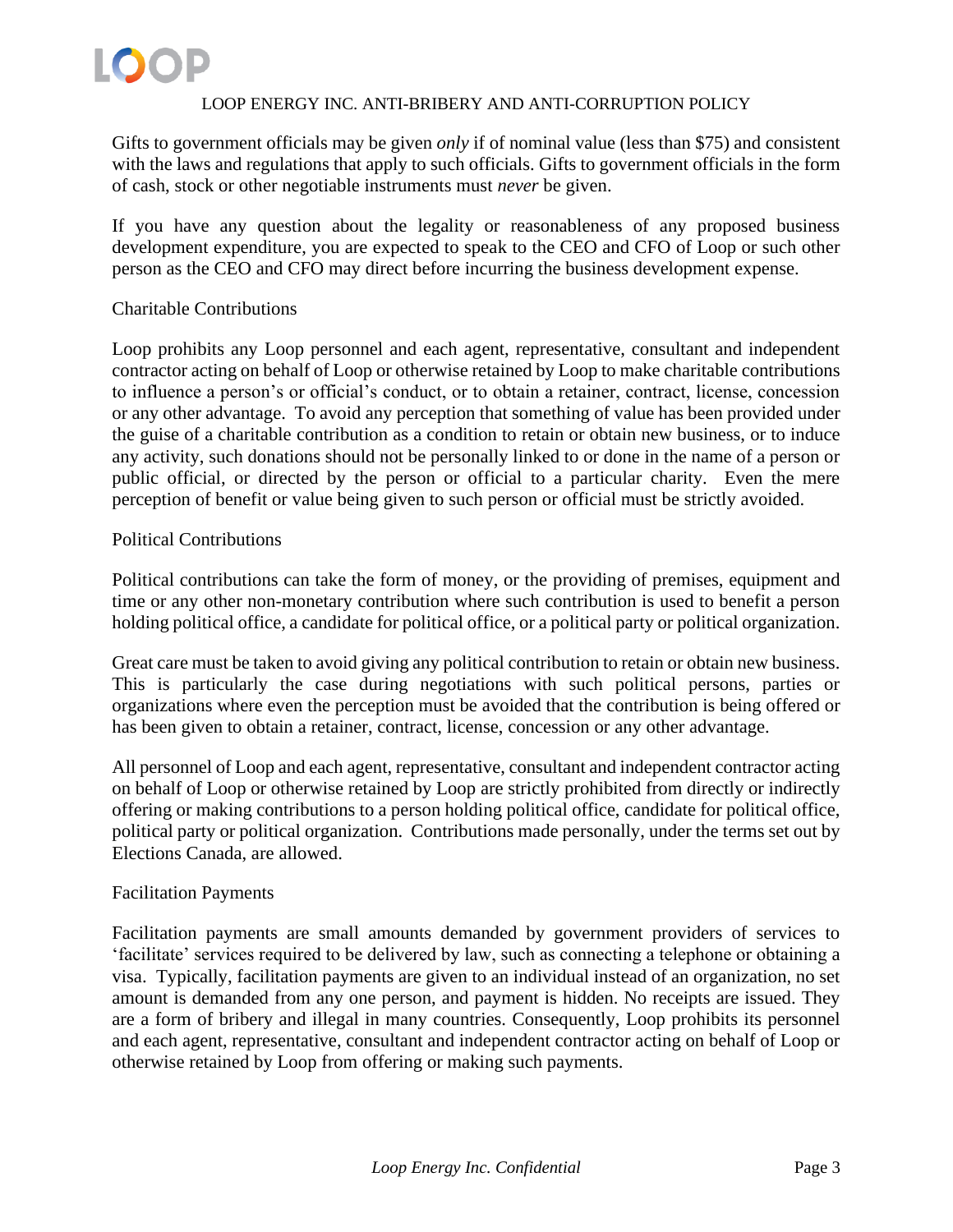Gifts to government officials may be given *only* if of nominal value (less than $75) and consistent with the laws and regulations that apply to such officials. Gifts to government officials in the form of cash, stock or other negotiable instruments must *never* be given.

If you have any question about the legality or reasonableness of any proposed business development expenditure, you are expected to speak to the CEO and CFO of Loop or such other person as the CEO and CFO may direct before incurring the business development expense.

## Charitable Contributions

Loop prohibits any Loop personnel and each agent, representative, consultant and independent contractor acting on behalf of Loop or otherwise retained by Loop to make charitable contributions to influence a person's or official's conduct, or to obtain a retainer, contract, license, concession or any other advantage. To avoid any perception that something of value has been provided under the guise of a charitable contribution as a condition to retain or obtain new business, or to induce any activity, such donations should not be personally linked to or done in the name of a person or public official, or directed by the person or official to a particular charity. Even the mere perception of benefit or value being given to such person or official must be strictly avoided.

## Political Contributions

Political contributions can take the form of money, or the providing of premises, equipment and time or any other non-monetary contribution where such contribution is used to benefit a person holding political office, a candidate for political office, or a political party or political organization.

Great care must be taken to avoid giving any political contribution to retain or obtain new business. This is particularly the case during negotiations with such political persons, parties or organizations where even the perception must be avoided that the contribution is being offered or has been given to obtain a retainer, contract, license, concession or any other advantage.

All personnel of Loop and each agent, representative, consultant and independent contractor acting on behalf of Loop or otherwise retained by Loop are strictly prohibited from directly or indirectly offering or making contributions to a person holding political office, candidate for political office, political party or political organization. Contributions made personally, under the terms set out by Elections Canada, are allowed.

## Facilitation Payments

Facilitation payments are small amounts demanded by government providers of services to 'facilitate' services required to be delivered by law, such as connecting a telephone or obtaining a visa. Typically, facilitation payments are given to an individual instead of an organization, no set amount is demanded from any one person, and payment is hidden. No receipts are issued. They are a form of bribery and illegal in many countries. Consequently, Loop prohibits its personnel and each agent, representative, consultant and independent contractor acting on behalf of Loop or otherwise retained by Loop from offering or making such payments.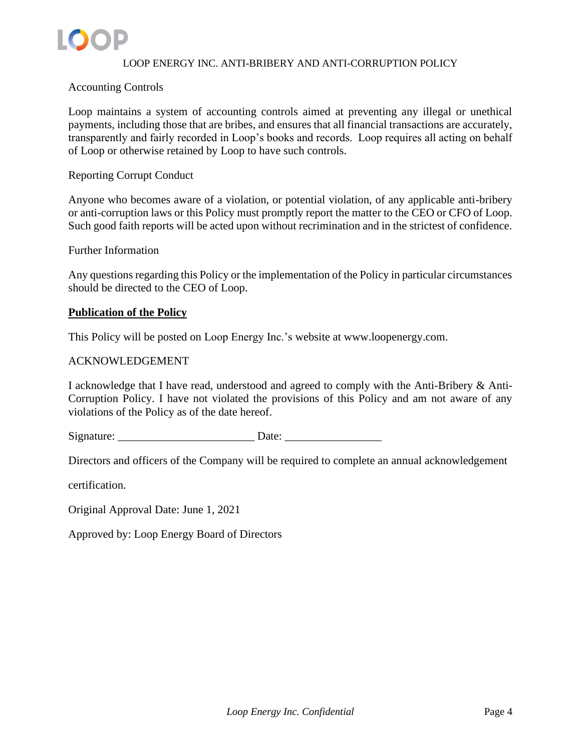Accounting Controls

Loop maintains a system of accounting controls aimed at preventing any illegal or unethical payments, including those that are bribes, and ensures that all financial transactions are accurately, transparently and fairly recorded in Loop's books and records. Loop requires all acting on behalf of Loop or otherwise retained by Loop to have such controls.

Reporting Corrupt Conduct

Anyone who becomes aware of a violation, or potential violation, of any applicable anti-bribery or anti-corruption laws or this Policy must promptly report the matter to the CEO or CFO of Loop. Such good faith reports will be acted upon without recrimination and in the strictest of confidence.

Further Information

Any questions regarding this Policy or the implementation of the Policy in particular circumstances should be directed to the CEO of Loop.

**Publication of the Policy**

This Policy will be posted on Loop Energy Inc.'s website at www.loopenergy.com.

ACKNOWLEDGEMENT

I acknowledge that I have read, understood and agreed to comply with the Anti-Bribery & Anti-Corruption Policy. I have not violated the provisions of this Policy and am not aware of any violations of the Policy as of the date hereof.

Signature: ________________________ Date: _________________

Directors and officers of the Company will be required to complete an annual acknowledgement certification.

Original Approval Date: June 1, 2021

Approved by: Loop Energy Board of Directors